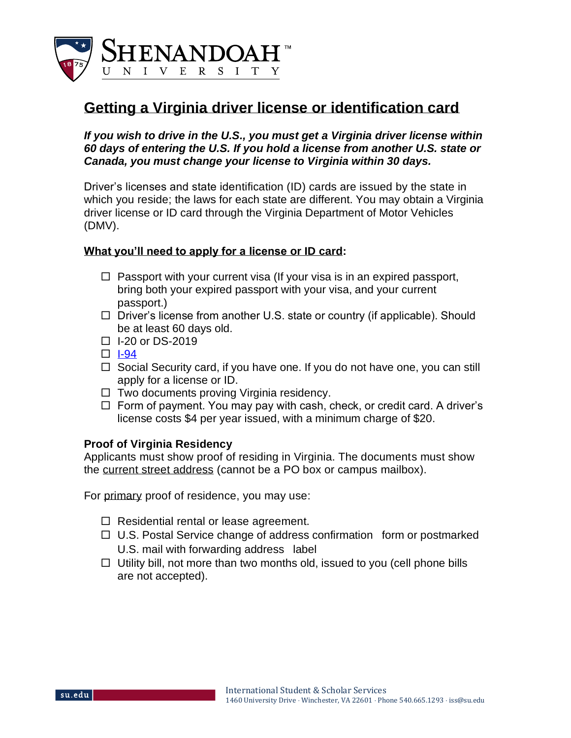# Getting a Virginia driver license or identification card

***If you wish to drive in the U.S., you must get a Virginia driver license within 60 days of entering the U.S. If you hold a license from another U.S. state or Canada, you must change your license to Virginia within 30 days.***

Driver's licenses and state identification (ID) cards are issued by the state in which you reside; the laws for each state are different. You may obtain a Virginia driver license or ID card through the Virginia Department of Motor Vehicles (DMV).

## What you'll need to apply for a license or ID card:

- ☐ Passport with your current visa (If your visa is in an expired passport, bring both your expired passport with your visa, and your current passport.)
- ☐ Driver's license from another U.S. state or country (if applicable). Should be at least 60 days old.
- ☐ I-20 or DS-2019
- ☐ I-94
- ☐ Social Security card, if you have one. If you do not have one, you can still apply for a license or ID.
- ☐ Two documents proving Virginia residency.
- ☐ Form of payment. You may pay with cash, check, or credit card. A driver's license costs $4 per year issued, with a minimum charge of $20.

### Proof of Virginia Residency

Applicants must show proof of residing in Virginia. The documents must show the current street address (cannot be a PO box or campus mailbox).

For primary proof of residence, you may use:

- ☐ Residential rental or lease agreement.
- ☐ U.S. Postal Service change of address confirmation form or postmarked U.S. mail with forwarding address label
- ☐ Utility bill, not more than two months old, issued to you (cell phone bills are not accepted).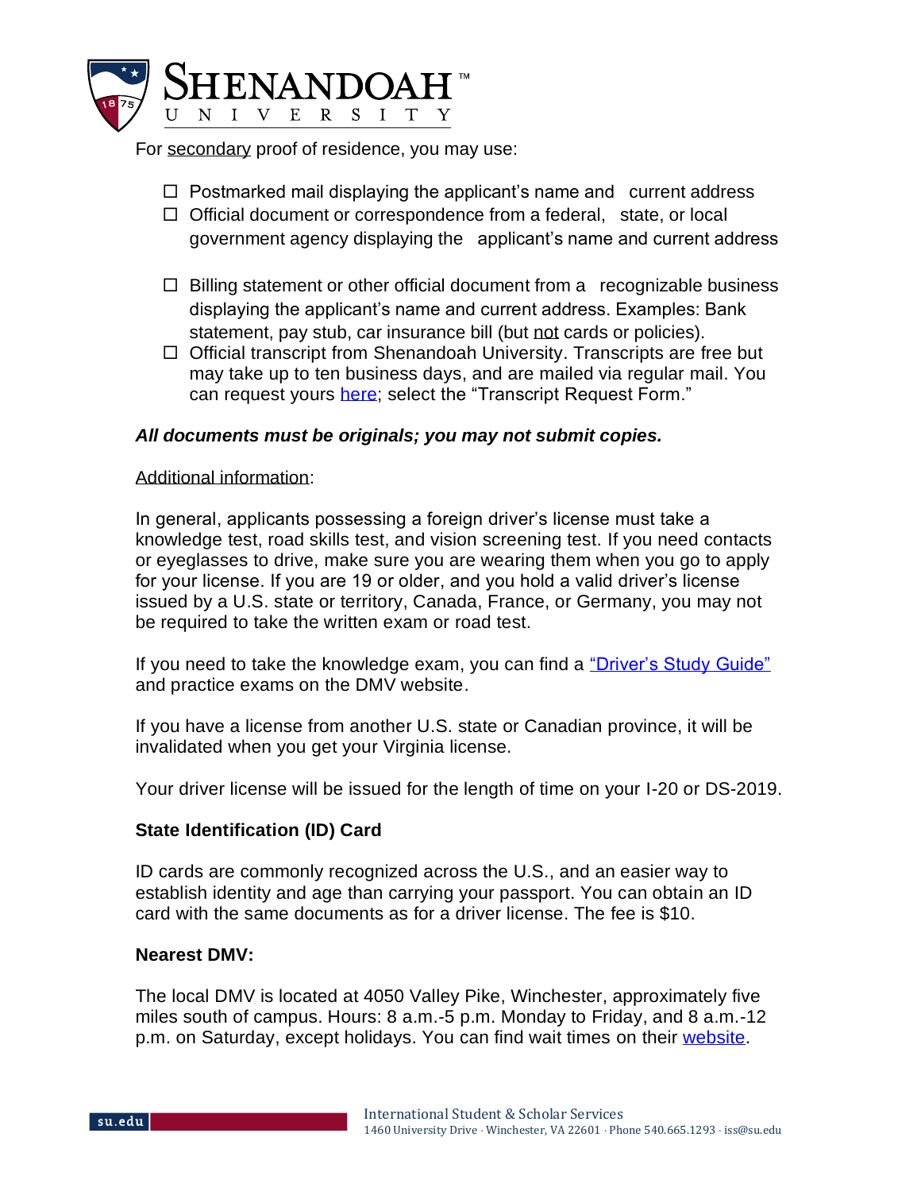For secondary proof of residence, you may use:

- ☐ Postmarked mail displaying the applicant's name and current address
- ☐ Official document or correspondence from a federal, state, or local government agency displaying the applicant's name and current address
- ☐ Billing statement or other official document from a recognizable business displaying the applicant's name and current address. Examples: Bank statement, pay stub, car insurance bill (but not cards or policies).
- ☐ Official transcript from Shenandoah University. Transcripts are free but may take up to ten business days, and are mailed via regular mail. You can request yours [here](); select the "Transcript Request Form."

***All documents must be originals; you may not submit copies.***

Additional information:

In general, applicants possessing a foreign driver's license must take a knowledge test, road skills test, and vision screening test. If you need contacts or eyeglasses to drive, make sure you are wearing them when you go to apply for your license. If you are 19 or older, and you hold a valid driver's license issued by a U.S. state or territory, Canada, France, or Germany, you may not be required to take the written exam or road test.

If you need to take the knowledge exam, you can find a "Driver's Study Guide" and practice exams on the DMV website.

If you have a license from another U.S. state or Canadian province, it will be invalidated when you get your Virginia license.

Your driver license will be issued for the length of time on your I-20 or DS-2019.

**State Identification (ID) Card**

ID cards are commonly recognized across the U.S., and an easier way to establish identity and age than carrying your passport. You can obtain an ID card with the same documents as for a driver license. The fee is $10.

**Nearest DMV:**

The local DMV is located at 4050 Valley Pike, Winchester, approximately five miles south of campus. Hours: 8 a.m.-5 p.m. Monday to Friday, and 8 a.m.-12 p.m. on Saturday, except holidays. You can find wait times on their website.